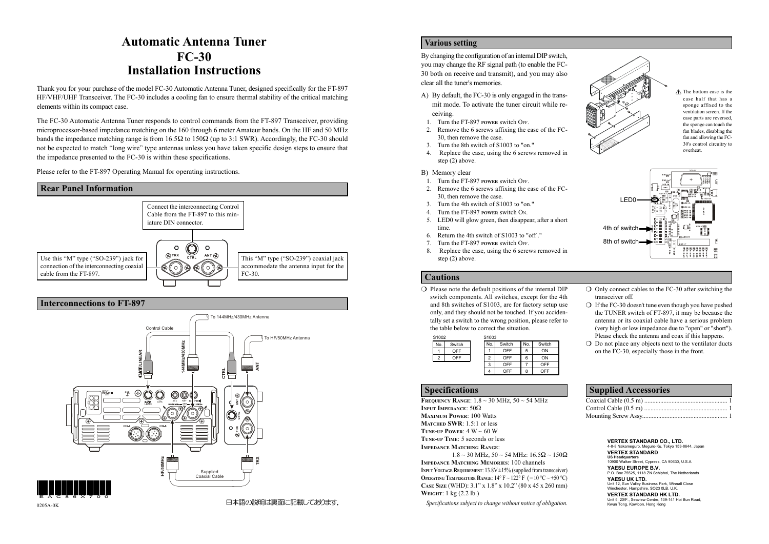# Automatic Antenna Tuner
# FC-30
# Installation Instructions

Thank you for your purchase of the model FC-30 Automatic Antenna Tuner, designed specifically for the FT-897 HF/VHF/UHF Transceiver. The FC-30 includes a cooling fan to ensure thermal stability of the critical matching elements within its compact case.

The FC-30 Automatic Antenna Tuner responds to control commands from the FT-897 Transceiver, providing microprocessor-based impedance matching on the 160 through 6 meter Amateur bands. On the HF and 50 MHz bands the impedance matching range is from 16.5Ω to 150Ω (up to 3:1 SWR). Accordingly, the FC-30 should not be expected to match "long wire" type antennas unless you have taken specific design steps to ensure that the impedance presented to the FC-30 is within these specifications.

Please refer to the FT-897 Operating Manual for operating instructions.

## Rear Panel Information

Connect the interconnecting Control Cable from the FT-897 to this miniature DIN connector.

Use this "M" type ("SO-239") jack for connection of the interconnecting coaxial cable from the FT-897.

This "M" type ("SO-239") coaxial jack accommodate the antenna input for the FC-30.

## Interconnections to FT-897

To 144MHz/430MHz Antenna

Control Cable

To HF/50MHz Antenna

CAT/LINEAR

144MHz/430MHz

CTRL

ANT

HF/50MHz

Supplied Coaxial Cable

TRX

0205A-0K

日本語の説明は裏面に記載してあります。

## Various setting

By changing the configuration of an internal DIP switch, you may change the RF signal path (to enable the FC-30 both on receive and transmit), and you may also clear all the tuner's memories.

A) By default, the FC-30 is only engaged in the transmit mode. To activate the tuner circuit while receiving.
1. Turn the FT-897 POWER switch OFF.
2. Remove the 6 screws affixing the case of the FC-30, then remove the case.
3. Turn the 8th switch of S1003 to "on."
4. Replace the case, using the 6 screws removed in step (2) above.

B) Memory clear
1. Turn the FT-897 POWER switch OFF.
2. Remove the 6 screws affixing the case of the FC-30, then remove the case.
3. Turn the 4th switch of S1003 to "on."
4. Turn the FT-897 POWER switch ON.
5. LED0 will glow green, then disappear, after a short time.
6. Return the 4th switch of S1003 to "off ."
7. Turn the FT-897 POWER switch OFF.
8. Replace the case, using the 6 screws removed in step (2) above.

⚠ The bottom case is the case half that has a sponge affixed to the ventilation screen. If the case parts are reversed, the sponge can touch the fan blades, disabling the fan and allowing the FC-30's control circuitry to overheat.

LED0

4th of switch

8th of switch

## Cautions

❍ Please note the default positions of the internal DIP switch components. All switches, except for the 4th and 8th switches of S1003, are for factory setup use only, and they should not be touched. If you accidentally set a switch to the wrong position, please refer to the table below to correct the situation.

S1002

| No. | Switch |
|---|---|
| 1 | OFF |
| 2 | OFF |

S1003

| No. | Switch | No. | Switch |
|---|---|---|---|
| 1 | OFF | 5 | ON |
| 2 | OFF | 6 | ON |
| 3 | OFF | 7 | OFF |
| 4 | OFF | 8 | OFF |

❍ Only connect cables to the FC-30 after switching the transceiver off.

❍ If the FC-30 doesn't tune even though you have pushed the TUNER switch of FT-897, it may be because the antenna or its coaxial cable have a serious problem (very high or low impedance due to "open" or "short"). Please check the antenna and coax if this happens.

❍ Do not place any objects next to the ventilator ducts on the FC-30, especially those in the front.

## Specifications

**Frequency Range**: 1.8 ~ 30 MHz, 50 ~ 54 MHz
**Input Impedance**: 50Ω
**Maximum Power**: 100 Watts
**Matched SWR**: 1.5:1 or less
**Tune-up Power**: 4 W ~ 60 W
**Tune-up Time**: 5 seconds or less
**Impedance Matching Range**:
1.8 ~ 30 MHz, 50 ~ 54 MHz: 16.5Ω ~ 150Ω
**Impedance Matching Memories**: 100 channels
**Input Voltage Requirement**: 13.8V ±15% (supplied from transceiver)
**Operating Temperature Range**: 14° F ~ 122° F (−10 °C ~ +50 °C)
**Case Size** (WHD): 3.1" x 1.8" x 10.2" (80 x 45 x 260 mm)
**Weight**: 1 kg (2.2 lb.)

*Specifications subject to change without notice of obligation.*

## Supplied Accessories

Coaxial Cable (0.5 m) .................................................... 1
Control Cable (0.5 m) .................................................... 1
Mounting Screw Assy..................................................... 1

**VERTEX STANDARD CO., LTD.**
4-8-8 Nakameguro, Meguro-Ku, Tokyo 153-8644, Japan

**VERTEX STANDARD**
**US Headquarters**
10900 Walker Street, Cypress, CA 90630, U.S.A.

**YAESU EUROPE B.V.**
P.O. Box 75525, 1118 ZN Schiphol, The Netherlands

**YAESU UK LTD.**
Unit 12, Sun Valley Business Park, Winnall Close
Winchester, Hampshire, SO23 0LB, U.K.

**VERTEX STANDARD HK LTD.**
Unit 5, 20/F., Seaview Centre, 139-141 Hoi Bun Road,
Kwun Tong, Kowloon, Hong Kong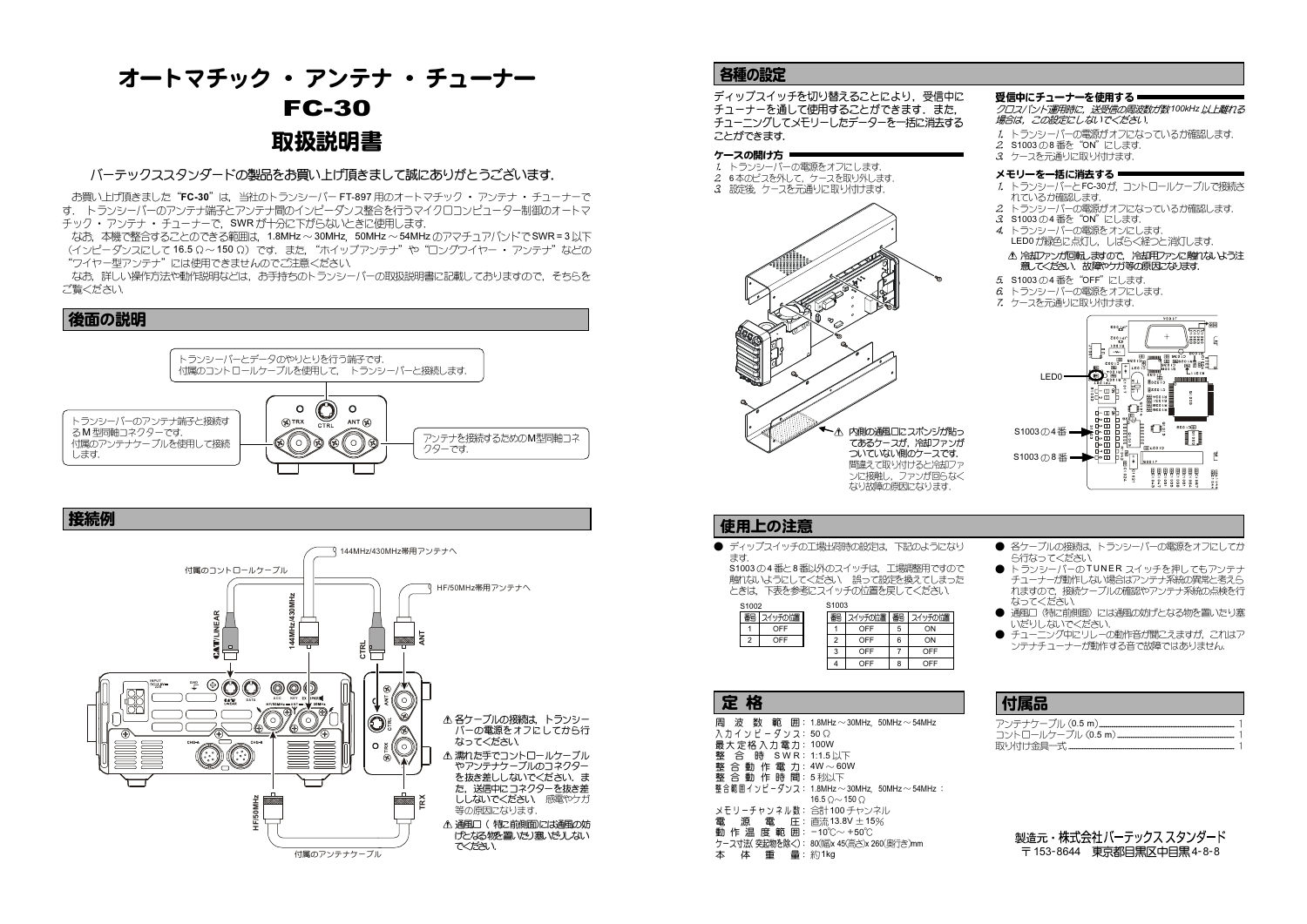# オートマチック・アンテナ・チューナー
# FC-30
# 取扱説明書

バーテックススタンダードの製品をお買い上げ頂きまして誠にありがとうございます.

お買い上げ頂きました"**FC-30**"は，当社のトランシーバー FT-897 用のオートマチック・アンテナ・チューナーです．トランシーバーのアンテナ端子とアンテナ間のインピーダンス整合を行うマイクロコンピューター制御のオートマチック・アンテナ・チューナーで，SWR が十分に下がらないときに使用します.

なお，本機で整合することのできる範囲は，1.8MHz～30MHz，50MHz～54MHz のアマチュアバンドで SWR＝3 以下（インピーダンスにして 16.5Ω～150Ω）です．また，"ホイップアンテナ"や"ロングワイヤー・アンテナ"などの"ワイヤー型アンテナ"には使用できませんのでご注意ください.

なお，詳しい操作方法や動作説明などは，お手持ちのトランシーバーの取扱説明書に記載しておりますので，そちらをご覧ください.

## 後面の説明

トランシーバーとデータのやりとりを行う端子です．付属のコントロールケーブルを使用して，トランシーバーと接続します.

トランシーバーのアンテナ端子と接続するM型同軸コネクターです．付属のアンテナケーブルを使用して接続します.

アンテナを接続するためのM型同軸コネクターです.

TRX　CTRL　ANT

## 接続例

付属のコントロールケーブル

144MHz/430MHz帯用アンテナへ

HF/50MHz帯用アンテナへ

CAT/LINEAR　144MHz/430MHz　CTRL　ANT　HF/50MHz　TRX

付属のアンテナケーブル

⚠ 各ケーブルの接続は，トランシーバーの電源をオフにしてから行なってください.

⚠ 濡れた手でコントロールケーブルやアンテナケーブルのコネクターを抜き差ししないでください．また，送信中にコネクターを抜き差ししないでください．感電やケガ等の原因になります.

⚠ 通風口（特に前面側）には通風の妨げとなる物を置いたり塞いだりしないでください.

## 各種の設定

ディップスイッチを切り替えることにより，受信中にチューナーを通して使用することができます．また，チューニングしてメモリーしたデーターを一括に消去することができます.

### ケースの開け方

1. トランシーバーの電源をオフにします.
2. 6本のビスを外して，ケースを取り外します.
3. 設定後，ケースを元通りに取り付けます.

⚠ 内側の通風口にスポンジが貼ってあるケースが，冷却ファンがついていない側のケースです．間違えて取り付けると冷却ファンに接触し，ファンが回らなくなり故障の原因になります.

### 受信中にチューナーを使用する

*クロスバンド運用時に，送受信の周波数が数100kHz 以上離れる場合は，この設定にしないでください.*

1. トランシーバーの電源がオフになっているか確認します.
2. S1003 の 8 番を"ON"にします.
3. ケースを元通りに取り付けます.

### メモリーを一括に消去する

1. トランシーバーと FC-30 が，コントロールケーブルで接続されているか確認します.
2. トランシーバーの電源がオフになっているか確認します.
3. S1003 の 4 番を"ON"にします.
4. トランシーバーの電源をオンにします．LED0 が緑色に点灯し，しばらく経つと消灯します.

⚠ 冷却ファンが回転しますので，冷却用ファンに触れないよう注意してください．故障やケガ等の原因になります.

5. S1003 の 4 番を"OFF"にします.
6. トランシーバーの電源をオフにします.
7. ケースを元通りに取り付けます.

LED0

S1003 の 4 番

S1003 の 8 番

## 使用上の注意

● ディップスイッチの工場出荷時の設定は，下記のようになります．S1003 の 4 番と 8 番以外のスイッチは，工場調整用ですので触れないようにしてください．誤って設定を換えてしまったときは，下表を参考にスイッチの位置を戻してください.

S1002

| 番号 | スイッチの位置 |
|---|---|
| 1 | OFF |
| 2 | OFF |

S1003

| 番号 | スイッチの位置 | 番号 | スイッチの位置 |
|---|---|---|---|
| 1 | OFF | 5 | ON |
| 2 | OFF | 6 | ON |
| 3 | OFF | 7 | OFF |
| 4 | OFF | 8 | OFF |

● 各ケーブルの接続は，トランシーバーの電源をオフにしてから行なってください.

● トランシーバーの TUNER スイッチを押してもアンテナチューナーが動作しない場合はアンテナ系統の異常と考えられますので，接続ケーブルの確認やアンテナ系統の点検を行なってください.

● 通風口（特に前面側）には通風の妨げとなる物を置いたり塞いだりしないでください.

● チューニング中にリレーの動作音が聞こえますが，これはアンテナチューナーが動作する音で故障ではありません.

## 定格

| | |
|---|---|
| 周波数範囲 | 1.8MHz～30MHz，50MHz～54MHz |
| 入力インピーダンス | 50Ω |
| 最大定格入力電力 | 100W |
| 整合時SWR | 1:1.5 以下 |
| 整合動作電力 | 4W～60W |
| 整合動作時間 | 5 秒以下 |
| 整合範囲インピーダンス | 1.8MHz～30MHz，50MHz～54MHz：16.5Ω～150Ω |
| メモリーチャンネル数 | 合計 100 チャンネル |
| 電源電圧 | 直流 13.8V ± 15% |
| 動作温度範囲 | −10℃～+50℃ |
| ケース寸法（突起物を除く） | 80(幅)x 45(高さ)x 260(奥行き)mm |
| 本体重量 | 約 1kg |

## 付属品

| | |
|---|---|
| アンテナケーブル（0.5 m） | 1 |
| コントロールケーブル（0.5 m） | 1 |
| 取り付け金具一式 | 1 |

製造元・株式会社バーテックス スタンダード
〒153-8644　東京都目黒区中目黒 4-8-8